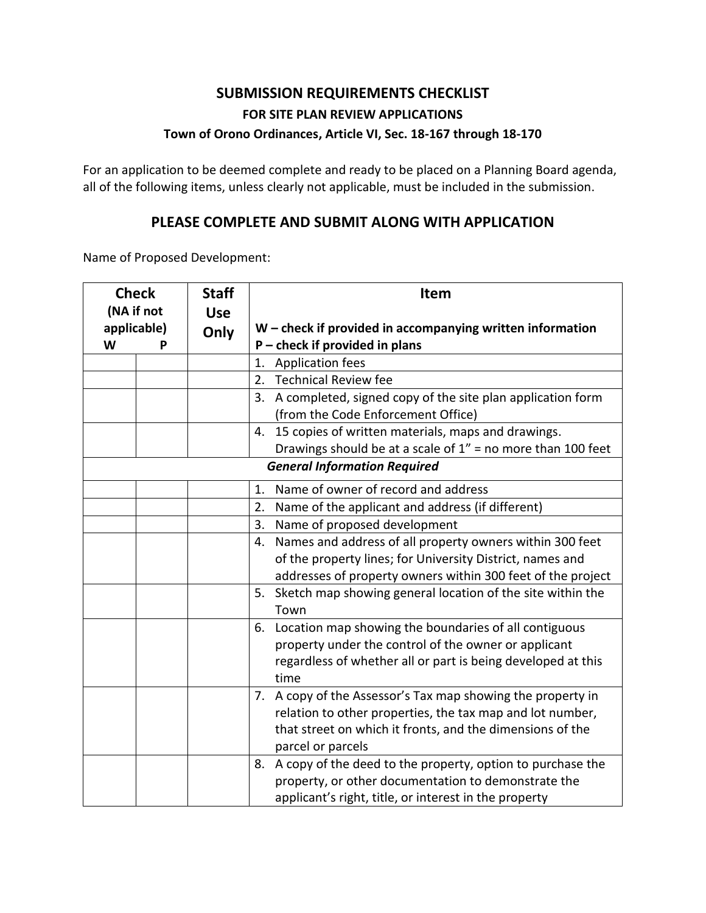# SUBMISSION REQUIREMENTS CHECKLIST

## FOR SITE PLAN REVIEW APPLICATIONS

### Town of Orono Ordinances, Article VI, Sec. 18-167 through 18-170

For an application to be deemed complete and ready to be placed on a Planning Board agenda, all of the following items, unless clearly not applicable, must be included in the submission.

## PLEASE COMPLETE AND SUBMIT ALONG WITH APPLICATION

Name of Proposed Development:

| Check (NA if not applicable) W | P | Staff Use Only | Item<br>W – check if provided in accompanying written information<br>P – check if provided in plans |
|---|---|---|---|
| | | | 1. Application fees |
| | | | 2. Technical Review fee |
| | | | 3. A completed, signed copy of the site plan application form (from the Code Enforcement Office) |
| | | | 4. 15 copies of written materials, maps and drawings. Drawings should be at a scale of 1" = no more than 100 feet |
| | | | ***General Information Required*** |
| | | | 1. Name of owner of record and address |
| | | | 2. Name of the applicant and address (if different) |
| | | | 3. Name of proposed development |
| | | | 4. Names and address of all property owners within 300 feet of the property lines; for University District, names and addresses of property owners within 300 feet of the project |
| | | | 5. Sketch map showing general location of the site within the Town |
| | | | 6. Location map showing the boundaries of all contiguous property under the control of the owner or applicant regardless of whether all or part is being developed at this time |
| | | | 7. A copy of the Assessor's Tax map showing the property in relation to other properties, the tax map and lot number, that street on which it fronts, and the dimensions of the parcel or parcels |
| | | | 8. A copy of the deed to the property, option to purchase the property, or other documentation to demonstrate the applicant's right, title, or interest in the property |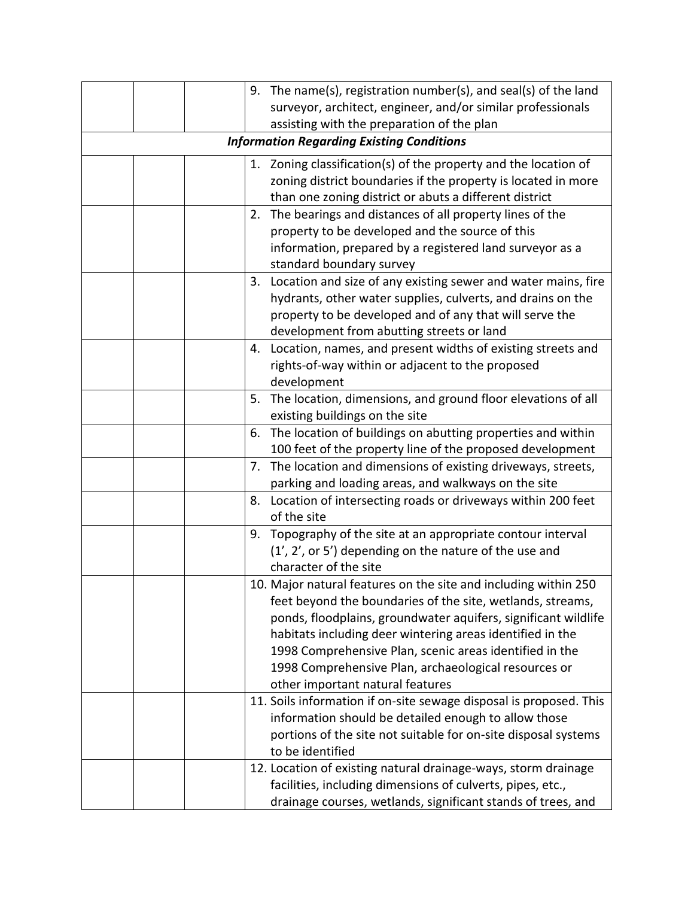| | | | |
|---|---|---|---|
| | | | 9. The name(s), registration number(s), and seal(s) of the land surveyor, architect, engineer, and/or similar professionals assisting with the preparation of the plan |
| ***Information Regarding Existing Conditions*** | | | |
| | | | 1. Zoning classification(s) of the property and the location of zoning district boundaries if the property is located in more than one zoning district or abuts a different district |
| | | | 2. The bearings and distances of all property lines of the property to be developed and the source of this information, prepared by a registered land surveyor as a standard boundary survey |
| | | | 3. Location and size of any existing sewer and water mains, fire hydrants, other water supplies, culverts, and drains on the property to be developed and of any that will serve the development from abutting streets or land |
| | | | 4. Location, names, and present widths of existing streets and rights-of-way within or adjacent to the proposed development |
| | | | 5. The location, dimensions, and ground floor elevations of all existing buildings on the site |
| | | | 6. The location of buildings on abutting properties and within 100 feet of the property line of the proposed development |
| | | | 7. The location and dimensions of existing driveways, streets, parking and loading areas, and walkways on the site |
| | | | 8. Location of intersecting roads or driveways within 200 feet of the site |
| | | | 9. Topography of the site at an appropriate contour interval (1', 2', or 5') depending on the nature of the use and character of the site |
| | | | 10. Major natural features on the site and including within 250 feet beyond the boundaries of the site, wetlands, streams, ponds, floodplains, groundwater aquifers, significant wildlife habitats including deer wintering areas identified in the 1998 Comprehensive Plan, scenic areas identified in the 1998 Comprehensive Plan, archaeological resources or other important natural features |
| | | | 11. Soils information if on-site sewage disposal is proposed. This information should be detailed enough to allow those portions of the site not suitable for on-site disposal systems to be identified |
| | | | 12. Location of existing natural drainage-ways, storm drainage facilities, including dimensions of culverts, pipes, etc., drainage courses, wetlands, significant stands of trees, and |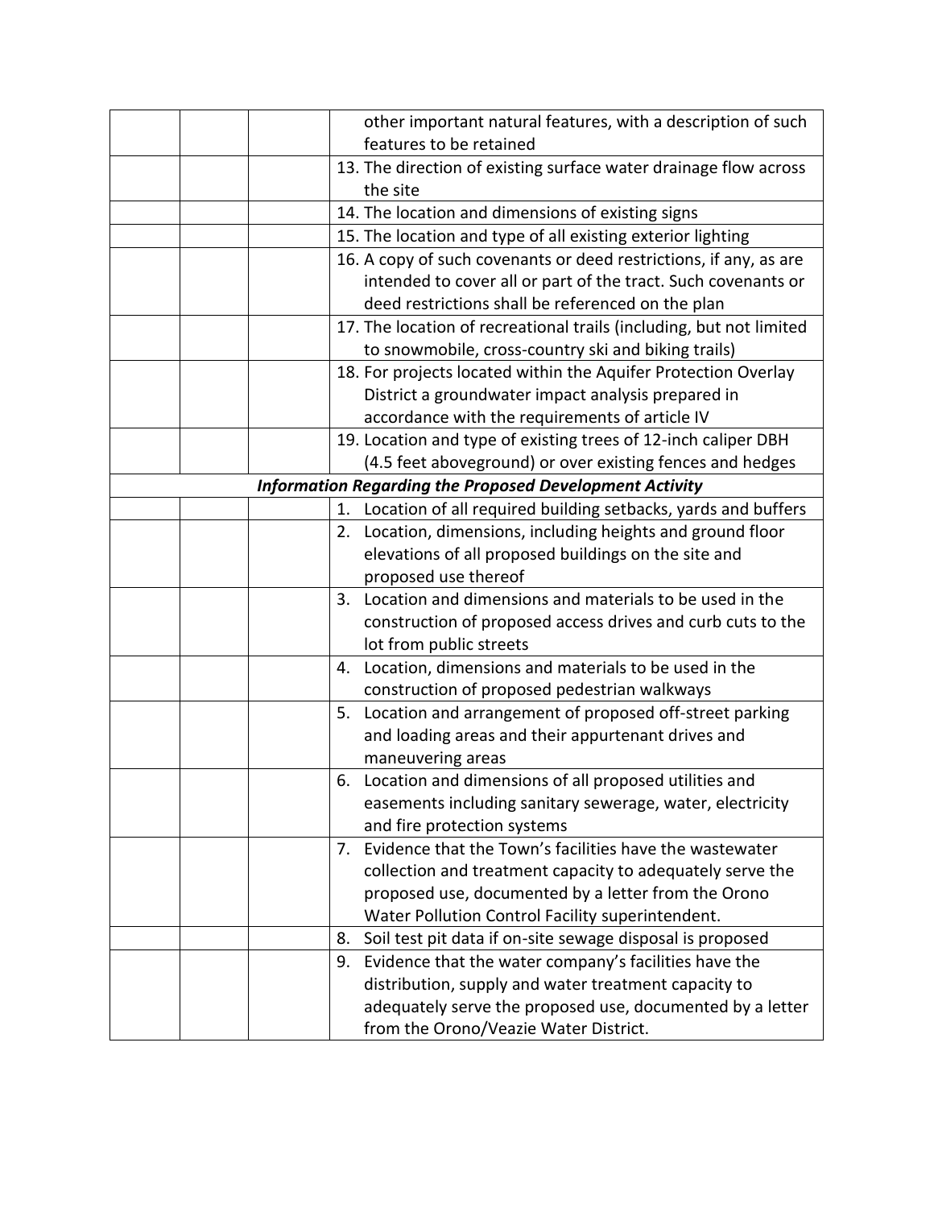| | | | |
|---|---|---|---|
| | | | other important natural features, with a description of such features to be retained |
| | | | 13. The direction of existing surface water drainage flow across the site |
| | | | 14. The location and dimensions of existing signs |
| | | | 15. The location and type of all existing exterior lighting |
| | | | 16. A copy of such covenants or deed restrictions, if any, as are intended to cover all or part of the tract. Such covenants or deed restrictions shall be referenced on the plan |
| | | | 17. The location of recreational trails (including, but not limited to snowmobile, cross-country ski and biking trails) |
| | | | 18. For projects located within the Aquifer Protection Overlay District a groundwater impact analysis prepared in accordance with the requirements of article IV |
| | | | 19. Location and type of existing trees of 12-inch caliper DBH (4.5 feet aboveground) or over existing fences and hedges |
| ***Information Regarding the Proposed Development Activity*** | | | |
| | | | 1. Location of all required building setbacks, yards and buffers |
| | | | 2. Location, dimensions, including heights and ground floor elevations of all proposed buildings on the site and proposed use thereof |
| | | | 3. Location and dimensions and materials to be used in the construction of proposed access drives and curb cuts to the lot from public streets |
| | | | 4. Location, dimensions and materials to be used in the construction of proposed pedestrian walkways |
| | | | 5. Location and arrangement of proposed off-street parking and loading areas and their appurtenant drives and maneuvering areas |
| | | | 6. Location and dimensions of all proposed utilities and easements including sanitary sewerage, water, electricity and fire protection systems |
| | | | 7. Evidence that the Town's facilities have the wastewater collection and treatment capacity to adequately serve the proposed use, documented by a letter from the Orono Water Pollution Control Facility superintendent. |
| | | | 8. Soil test pit data if on-site sewage disposal is proposed |
| | | | 9. Evidence that the water company's facilities have the distribution, supply and water treatment capacity to adequately serve the proposed use, documented by a letter from the Orono/Veazie Water District. |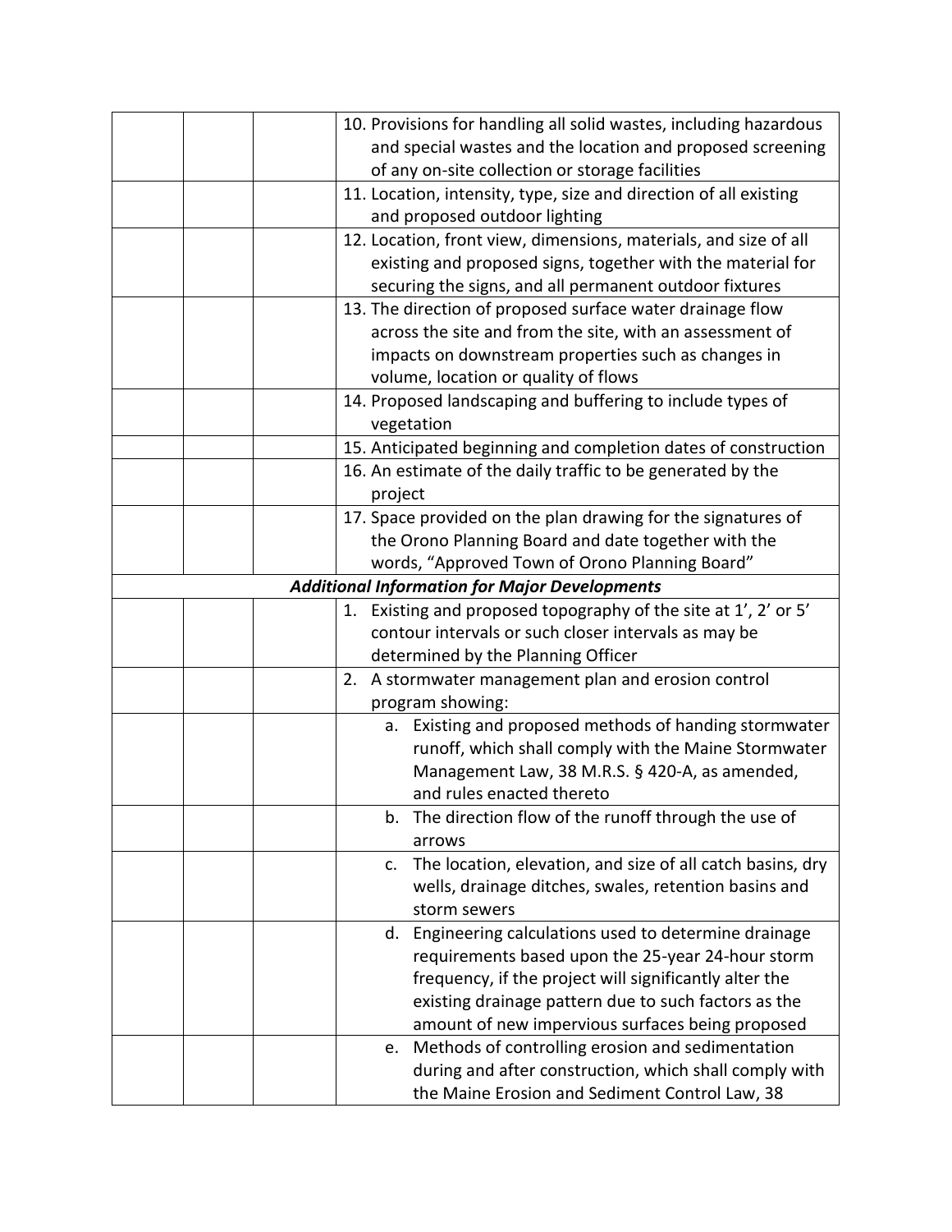| | | | |
|---|---|---|---|
| | | | 10. Provisions for handling all solid wastes, including hazardous and special wastes and the location and proposed screening of any on-site collection or storage facilities |
| | | | 11. Location, intensity, type, size and direction of all existing and proposed outdoor lighting |
| | | | 12. Location, front view, dimensions, materials, and size of all existing and proposed signs, together with the material for securing the signs, and all permanent outdoor fixtures |
| | | | 13. The direction of proposed surface water drainage flow across the site and from the site, with an assessment of impacts on downstream properties such as changes in volume, location or quality of flows |
| | | | 14. Proposed landscaping and buffering to include types of vegetation |
| | | | 15. Anticipated beginning and completion dates of construction |
| | | | 16. An estimate of the daily traffic to be generated by the project |
| | | | 17. Space provided on the plan drawing for the signatures of the Orono Planning Board and date together with the words, "Approved Town of Orono Planning Board" |
| ***Additional Information for Major Developments*** | | | |
| | | | 1. Existing and proposed topography of the site at 1', 2' or 5' contour intervals or such closer intervals as may be determined by the Planning Officer |
| | | | 2. A stormwater management plan and erosion control program showing: |
| | | | a. Existing and proposed methods of handing stormwater runoff, which shall comply with the Maine Stormwater Management Law, 38 M.R.S. § 420-A, as amended, and rules enacted thereto |
| | | | b. The direction flow of the runoff through the use of arrows |
| | | | c. The location, elevation, and size of all catch basins, dry wells, drainage ditches, swales, retention basins and storm sewers |
| | | | d. Engineering calculations used to determine drainage requirements based upon the 25-year 24-hour storm frequency, if the project will significantly alter the existing drainage pattern due to such factors as the amount of new impervious surfaces being proposed |
| | | | e. Methods of controlling erosion and sedimentation during and after construction, which shall comply with the Maine Erosion and Sediment Control Law, 38 |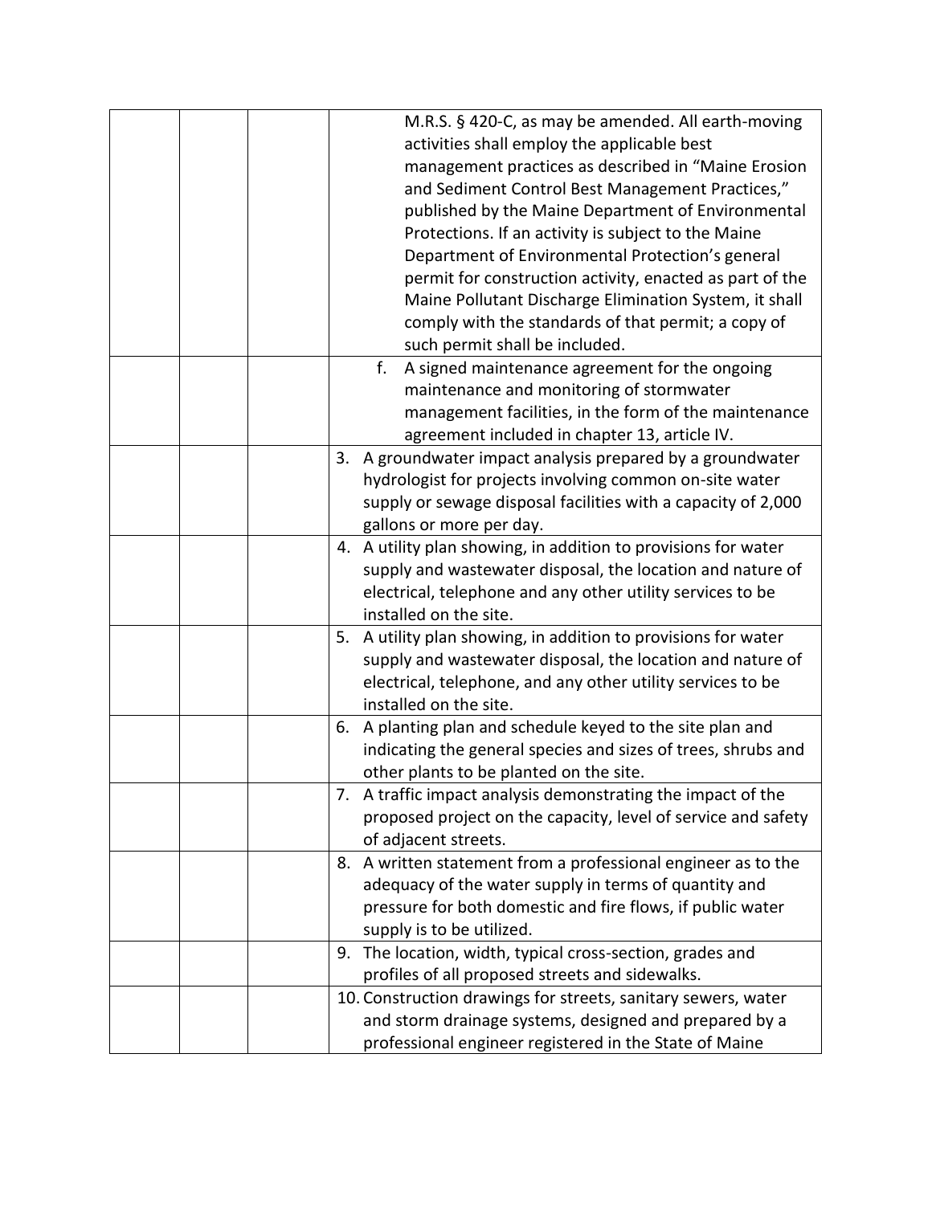| | | | |
|---|---|---|---|
| | | | M.R.S. § 420-C, as may be amended. All earth-moving activities shall employ the applicable best management practices as described in “Maine Erosion and Sediment Control Best Management Practices,” published by the Maine Department of Environmental Protections. If an activity is subject to the Maine Department of Environmental Protection’s general permit for construction activity, enacted as part of the Maine Pollutant Discharge Elimination System, it shall comply with the standards of that permit; a copy of such permit shall be included. |
| | | | f. A signed maintenance agreement for the ongoing maintenance and monitoring of stormwater management facilities, in the form of the maintenance agreement included in chapter 13, article IV. |
| | | | 3. A groundwater impact analysis prepared by a groundwater hydrologist for projects involving common on-site water supply or sewage disposal facilities with a capacity of 2,000 gallons or more per day. |
| | | | 4. A utility plan showing, in addition to provisions for water supply and wastewater disposal, the location and nature of electrical, telephone and any other utility services to be installed on the site. |
| | | | 5. A utility plan showing, in addition to provisions for water supply and wastewater disposal, the location and nature of electrical, telephone, and any other utility services to be installed on the site. |
| | | | 6. A planting plan and schedule keyed to the site plan and indicating the general species and sizes of trees, shrubs and other plants to be planted on the site. |
| | | | 7. A traffic impact analysis demonstrating the impact of the proposed project on the capacity, level of service and safety of adjacent streets. |
| | | | 8. A written statement from a professional engineer as to the adequacy of the water supply in terms of quantity and pressure for both domestic and fire flows, if public water supply is to be utilized. |
| | | | 9. The location, width, typical cross-section, grades and profiles of all proposed streets and sidewalks. |
| | | | 10. Construction drawings for streets, sanitary sewers, water and storm drainage systems, designed and prepared by a professional engineer registered in the State of Maine |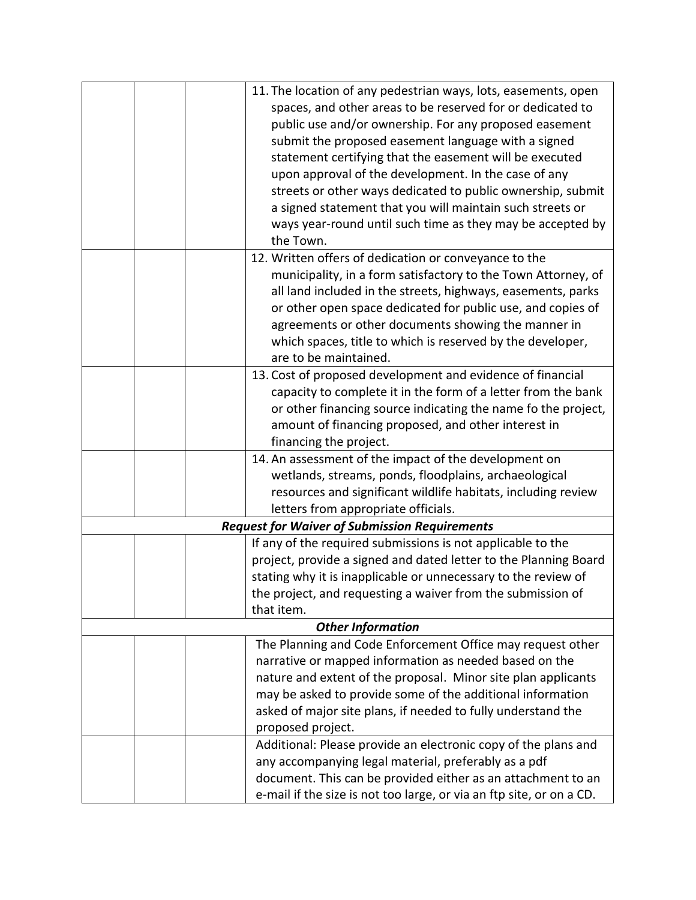| | | | |
|---|---|---|---|
| | | | 11. The location of any pedestrian ways, lots, easements, open spaces, and other areas to be reserved for or dedicated to public use and/or ownership. For any proposed easement submit the proposed easement language with a signed statement certifying that the easement will be executed upon approval of the development. In the case of any streets or other ways dedicated to public ownership, submit a signed statement that you will maintain such streets or ways year-round until such time as they may be accepted by the Town. |
| | | | 12. Written offers of dedication or conveyance to the municipality, in a form satisfactory to the Town Attorney, of all land included in the streets, highways, easements, parks or other open space dedicated for public use, and copies of agreements or other documents showing the manner in which spaces, title to which is reserved by the developer, are to be maintained. |
| | | | 13. Cost of proposed development and evidence of financial capacity to complete it in the form of a letter from the bank or other financing source indicating the name fo the project, amount of financing proposed, and other interest in financing the project. |
| | | | 14. An assessment of the impact of the development on wetlands, streams, ponds, floodplains, archaeological resources and significant wildlife habitats, including review letters from appropriate officials. |
| ***Request for Waiver of Submission Requirements*** | | | |
| | | | If any of the required submissions is not applicable to the project, provide a signed and dated letter to the Planning Board stating why it is inapplicable or unnecessary to the review of the project, and requesting a waiver from the submission of that item. |
| ***Other Information*** | | | |
| | | | The Planning and Code Enforcement Office may request other narrative or mapped information as needed based on the nature and extent of the proposal. Minor site plan applicants may be asked to provide some of the additional information asked of major site plans, if needed to fully understand the proposed project. |
| | | | Additional: Please provide an electronic copy of the plans and any accompanying legal material, preferably as a pdf document. This can be provided either as an attachment to an e-mail if the size is not too large, or via an ftp site, or on a CD. |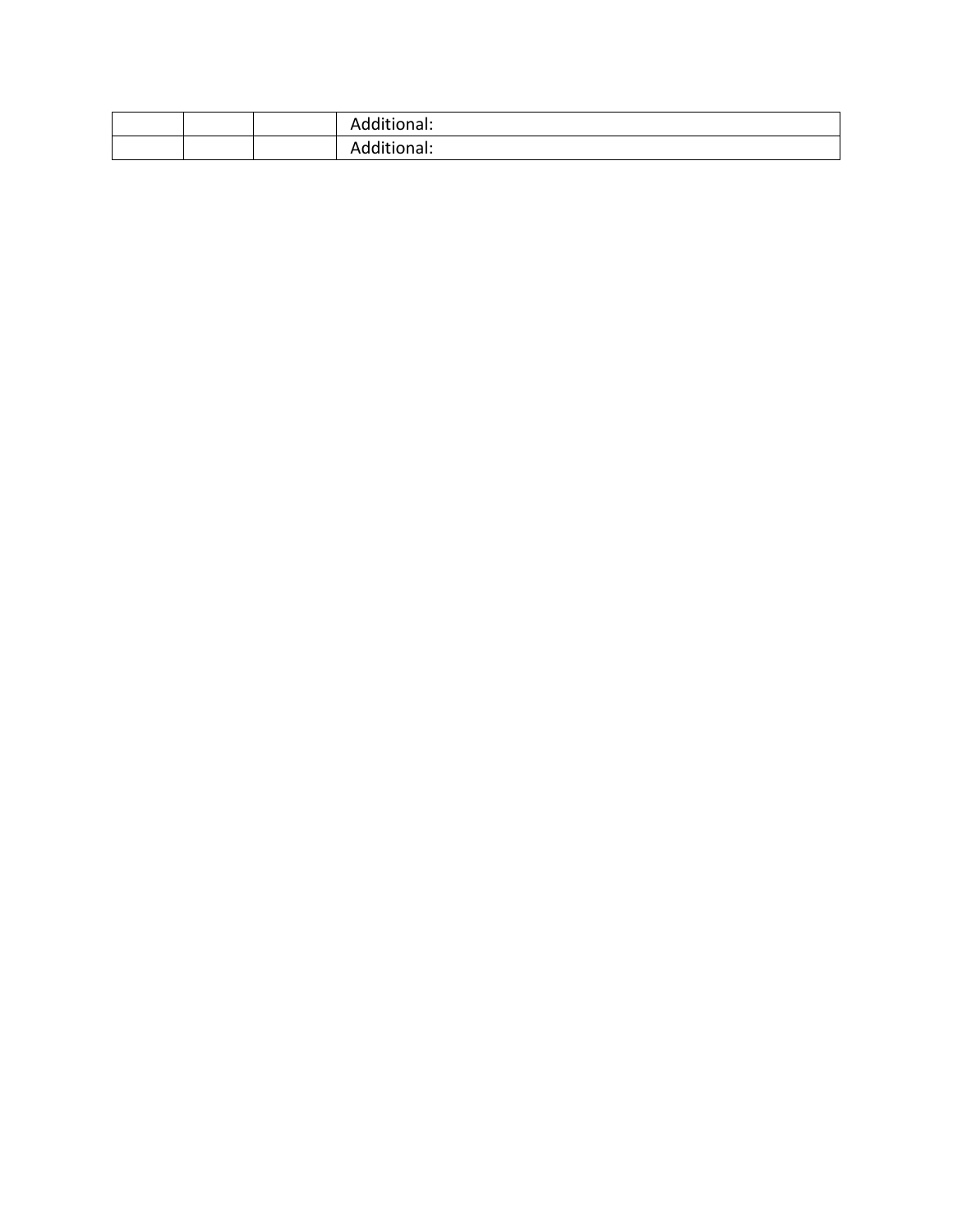| | | | |
|---|---|---|---|
| | | | Additional: |
| | | | Additional: |